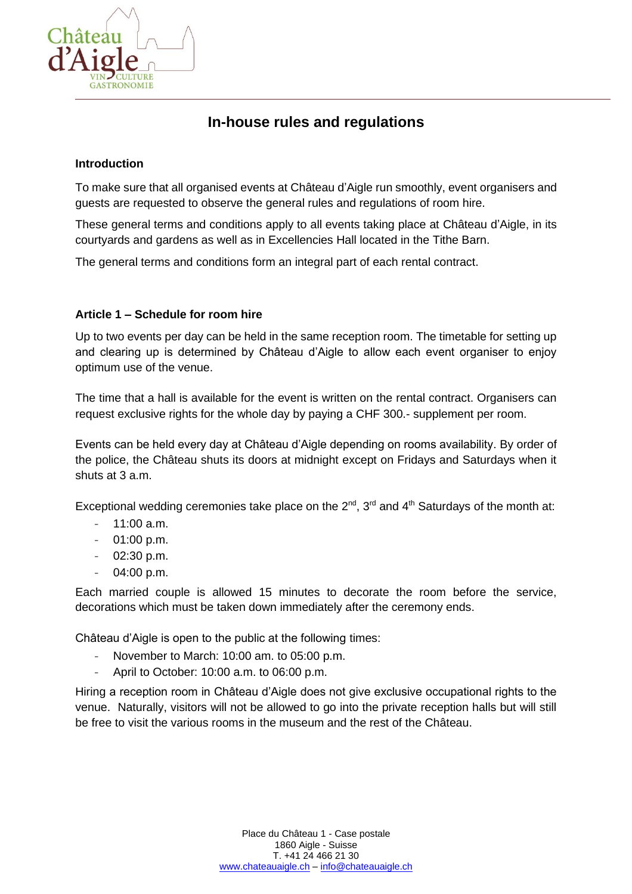# In-house rules and regulations

## Introduction

To make sure that all organised events at Château d'Aigle run smoothly, event organisers and guests are requested to observe the general rules and regulations of room hire.

These general terms and conditions apply to all events taking place at Château d'Aigle, in its courtyards and gardens as well as in Excellencies Hall located in the Tithe Barn.

The general terms and conditions form an integral part of each rental contract.

## Article 1 – Schedule for room hire

Up to two events per day can be held in the same reception room. The timetable for setting up and clearing up is determined by Château d'Aigle to allow each event organiser to enjoy optimum use of the venue.

The time that a hall is available for the event is written on the rental contract. Organisers can request exclusive rights for the whole day by paying a CHF 300.- supplement per room.

Events can be held every day at Château d'Aigle depending on rooms availability. By order of the police, the Château shuts its doors at midnight except on Fridays and Saturdays when it shuts at 3 a.m.

Exceptional wedding ceremonies take place on the 2nd, 3rd and 4th Saturdays of the month at:

- 11:00 a.m.
- 01:00 p.m.
- 02:30 p.m.
- 04:00 p.m.

Each married couple is allowed 15 minutes to decorate the room before the service, decorations which must be taken down immediately after the ceremony ends.

Château d'Aigle is open to the public at the following times:

- November to March: 10:00 am. to 05:00 p.m.
- April to October: 10:00 a.m. to 06:00 p.m.

Hiring a reception room in Château d'Aigle does not give exclusive occupational rights to the venue. Naturally, visitors will not be allowed to go into the private reception halls but will still be free to visit the various rooms in the museum and the rest of the Château.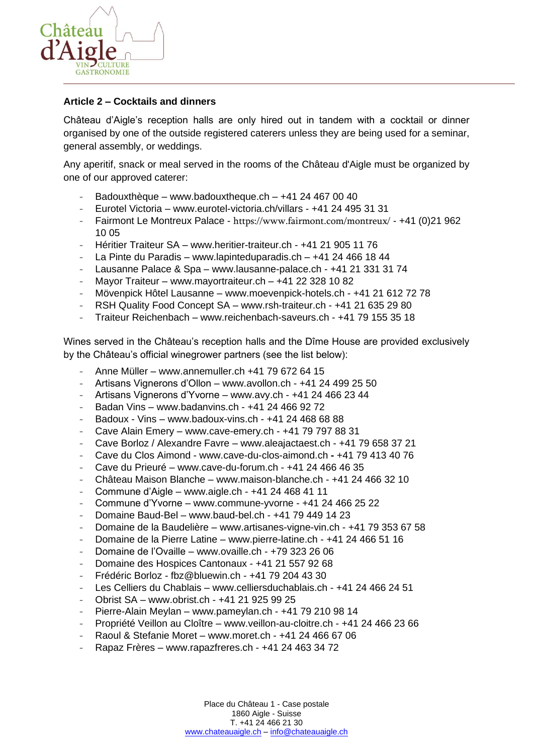**Article 2 – Cocktails and dinners**

Château d'Aigle's reception halls are only hired out in tandem with a cocktail or dinner organised by one of the outside registered caterers unless they are being used for a seminar, general assembly, or weddings.

Any aperitif, snack or meal served in the rooms of the Château d'Aigle must be organized by one of our approved caterer:

- Badouxthèque – www.badouxtheque.ch – +41 24 467 00 40
- Eurotel Victoria – www.eurotel-victoria.ch/villars - +41 24 495 31 31
- Fairmont Le Montreux Palace - https://www.fairmont.com/montreux/ - +41 (0)21 962 10 05
- Héritier Traiteur SA – www.heritier-traiteur.ch - +41 21 905 11 76
- La Pinte du Paradis – www.lapinteduparadis.ch – +41 24 466 18 44
- Lausanne Palace & Spa – www.lausanne-palace.ch - +41 21 331 31 74
- Mayor Traiteur – www.mayortraiteur.ch – +41 22 328 10 82
- Mövenpick Hôtel Lausanne – www.moevenpick-hotels.ch - +41 21 612 72 78
- RSH Quality Food Concept SA – www.rsh-traiteur.ch - +41 21 635 29 80
- Traiteur Reichenbach – www.reichenbach-saveurs.ch - +41 79 155 35 18

Wines served in the Château's reception halls and the Dîme House are provided exclusively by the Château's official winegrower partners (see the list below):

- Anne Müller – www.annemuller.ch +41 79 672 64 15
- Artisans Vignerons d'Ollon – www.avollon.ch - +41 24 499 25 50
- Artisans Vignerons d'Yvorne – www.avy.ch - +41 24 466 23 44
- Badan Vins – www.badanvins.ch - +41 24 466 92 72
- Badoux - Vins – www.badoux-vins.ch - +41 24 468 68 88
- Cave Alain Emery – www.cave-emery.ch - +41 79 797 88 31
- Cave Borloz / Alexandre Favre – www.aleajactaest.ch - +41 79 658 37 21
- Cave du Clos Aimond - www.cave-du-clos-aimond.ch - +41 79 413 40 76
- Cave du Prieuré – www.cave-du-forum.ch - +41 24 466 46 35
- Château Maison Blanche – www.maison-blanche.ch - +41 24 466 32 10
- Commune d'Aigle – www.aigle.ch - +41 24 468 41 11
- Commune d'Yvorne – www.commune-yvorne - +41 24 466 25 22
- Domaine Baud-Bel – www.baud-bel.ch - +41 79 449 14 23
- Domaine de la Baudelière – www.artisanes-vigne-vin.ch - +41 79 353 67 58
- Domaine de la Pierre Latine – www.pierre-latine.ch - +41 24 466 51 16
- Domaine de l'Ovaille – www.ovaille.ch - +79 323 26 06
- Domaine des Hospices Cantonaux - +41 21 557 92 68
- Frédéric Borloz - fbz@bluewin.ch - +41 79 204 43 30
- Les Celliers du Chablais – www.celliersduchablais.ch - +41 24 466 24 51
- Obrist SA – www.obrist.ch - +41 21 925 99 25
- Pierre-Alain Meylan – www.pameylan.ch - +41 79 210 98 14
- Propriété Veillon au Cloître – www.veillon-au-cloitre.ch - +41 24 466 23 66
- Raoul & Stefanie Moret – www.moret.ch - +41 24 466 67 06
- Rapaz Frères – www.rapazfreres.ch - +41 24 463 34 72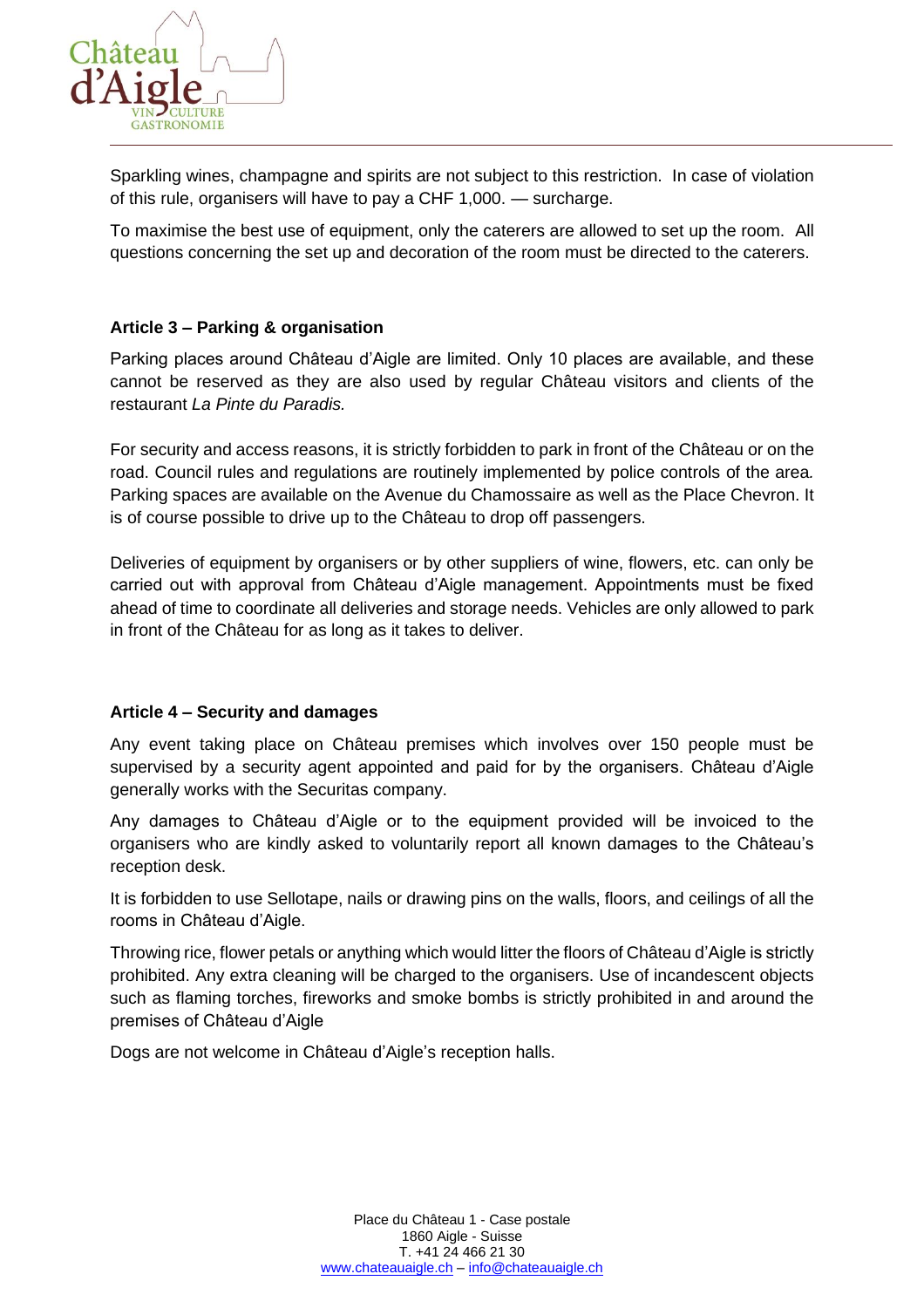Sparkling wines, champagne and spirits are not subject to this restriction. In case of violation of this rule, organisers will have to pay a CHF 1,000. — surcharge.

To maximise the best use of equipment, only the caterers are allowed to set up the room. All questions concerning the set up and decoration of the room must be directed to the caterers.

**Article 3 – Parking & organisation**

Parking places around Château d'Aigle are limited. Only 10 places are available, and these cannot be reserved as they are also used by regular Château visitors and clients of the restaurant *La Pinte du Paradis.*

For security and access reasons, it is strictly forbidden to park in front of the Château or on the road. Council rules and regulations are routinely implemented by police controls of the area. Parking spaces are available on the Avenue du Chamossaire as well as the Place Chevron. It is of course possible to drive up to the Château to drop off passengers.

Deliveries of equipment by organisers or by other suppliers of wine, flowers, etc. can only be carried out with approval from Château d'Aigle management. Appointments must be fixed ahead of time to coordinate all deliveries and storage needs. Vehicles are only allowed to park in front of the Château for as long as it takes to deliver.

**Article 4 – Security and damages**

Any event taking place on Château premises which involves over 150 people must be supervised by a security agent appointed and paid for by the organisers. Château d'Aigle generally works with the Securitas company.

Any damages to Château d'Aigle or to the equipment provided will be invoiced to the organisers who are kindly asked to voluntarily report all known damages to the Château's reception desk.

It is forbidden to use Sellotape, nails or drawing pins on the walls, floors, and ceilings of all the rooms in Château d'Aigle.

Throwing rice, flower petals or anything which would litter the floors of Château d'Aigle is strictly prohibited. Any extra cleaning will be charged to the organisers. Use of incandescent objects such as flaming torches, fireworks and smoke bombs is strictly prohibited in and around the premises of Château d'Aigle

Dogs are not welcome in Château d'Aigle's reception halls.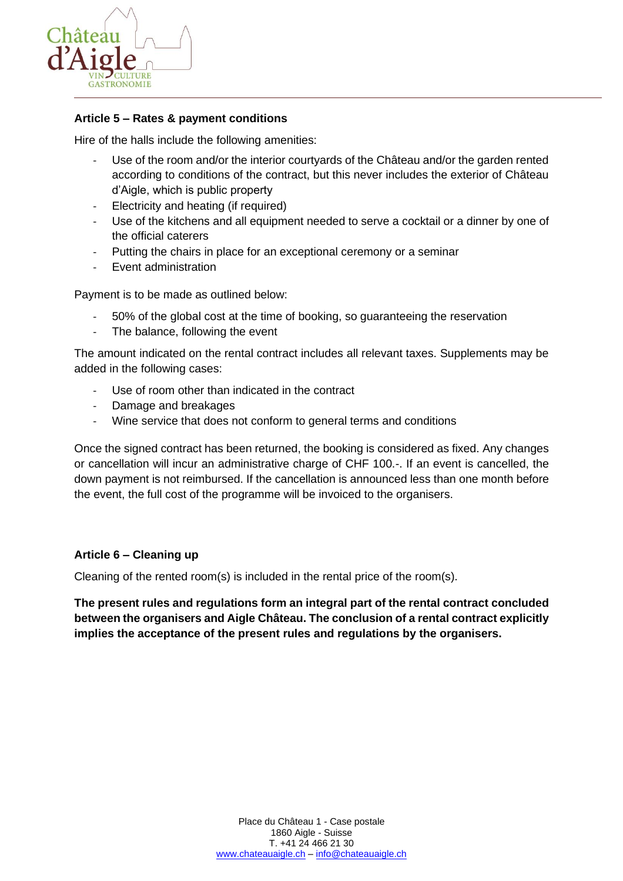### Article 5 – Rates & payment conditions

Hire of the halls include the following amenities:

- Use of the room and/or the interior courtyards of the Château and/or the garden rented according to conditions of the contract, but this never includes the exterior of Château d'Aigle, which is public property
- Electricity and heating (if required)
- Use of the kitchens and all equipment needed to serve a cocktail or a dinner by one of the official caterers
- Putting the chairs in place for an exceptional ceremony or a seminar
- Event administration

Payment is to be made as outlined below:

- 50% of the global cost at the time of booking, so guaranteeing the reservation
- The balance, following the event

The amount indicated on the rental contract includes all relevant taxes. Supplements may be added in the following cases:

- Use of room other than indicated in the contract
- Damage and breakages
- Wine service that does not conform to general terms and conditions

Once the signed contract has been returned, the booking is considered as fixed. Any changes or cancellation will incur an administrative charge of CHF 100.-. If an event is cancelled, the down payment is not reimbursed. If the cancellation is announced less than one month before the event, the full cost of the programme will be invoiced to the organisers.

### Article 6 – Cleaning up

Cleaning of the rented room(s) is included in the rental price of the room(s).

**The present rules and regulations form an integral part of the rental contract concluded between the organisers and Aigle Château. The conclusion of a rental contract explicitly implies the acceptance of the present rules and regulations by the organisers.**

Place du Château 1 - Case postale
1860 Aigle - Suisse
T. +41 24 466 21 30
www.chateauaigle.ch – info@chateauaigle.ch